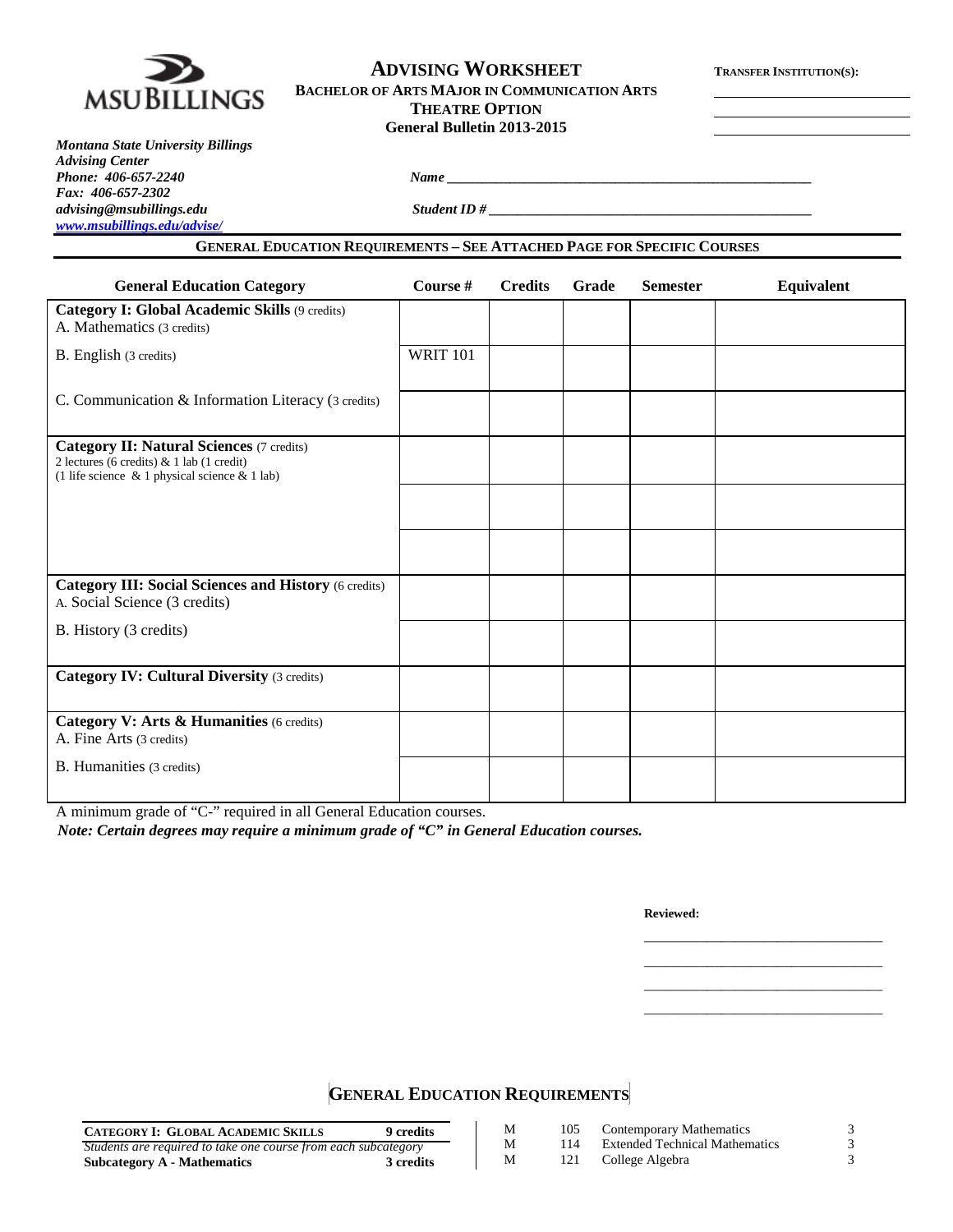# ADVISING WORKSHEET

**BACHELOR OF ARTS MAJOR IN COMMUNICATION ARTS**
**THEATRE OPTION**
**General Bulletin 2013-2015**

**TRANSFER INSTITUTION(S):** ____________________

***Montana State University Billings***
***Advising Center***
***Phone: 406-657-2240***
***Fax: 406-657-2302***
***advising@msubillings.edu***
***www.msubillings.edu/advise/***

***Name*** ____________________________________________

***Student ID #*** ____________________________________________

**GENERAL EDUCATION REQUIREMENTS – SEE ATTACHED PAGE FOR SPECIFIC COURSES**

| General Education Category | Course # | Credits | Grade | Semester | Equivalent |
|---|---|---|---|---|---|
| **Category I: Global Academic Skills** (9 credits) A. Mathematics (3 credits) | | | | | |
| B. English (3 credits) | WRIT 101 | | | | |
| C. Communication & Information Literacy (3 credits) | | | | | |
| **Category II: Natural Sciences** (7 credits) 2 lectures (6 credits) & 1 lab (1 credit) (1 life science & 1 physical science & 1 lab) | | | | | |
| | | | | | |
| | | | | | |
| **Category III: Social Sciences and History** (6 credits) A. Social Science (3 credits) | | | | | |
| B. History (3 credits) | | | | | |
| **Category IV: Cultural Diversity** (3 credits) | | | | | |
| **Category V: Arts & Humanities** (6 credits) A. Fine Arts (3 credits) | | | | | |
| B. Humanities (3 credits) | | | | | |

A minimum grade of "C-" required in all General Education courses.
***Note: Certain degrees may require a minimum grade of "C" in General Education courses.***

**Reviewed:**

____________________________________

____________________________________

____________________________________

____________________________________

## GENERAL EDUCATION REQUIREMENTS

| **CATEGORY I: GLOBAL ACADEMIC SKILLS** | **9 credits** |
|---|---|
| *Students are required to take one course from each subcategory* | |
| **Subcategory A - Mathematics** | **3 credits** |

| | | | |
|---|---|---|---|
| M | 105 | Contemporary Mathematics | 3 |
| M | 114 | Extended Technical Mathematics | 3 |
| M | 121 | College Algebra | 3 |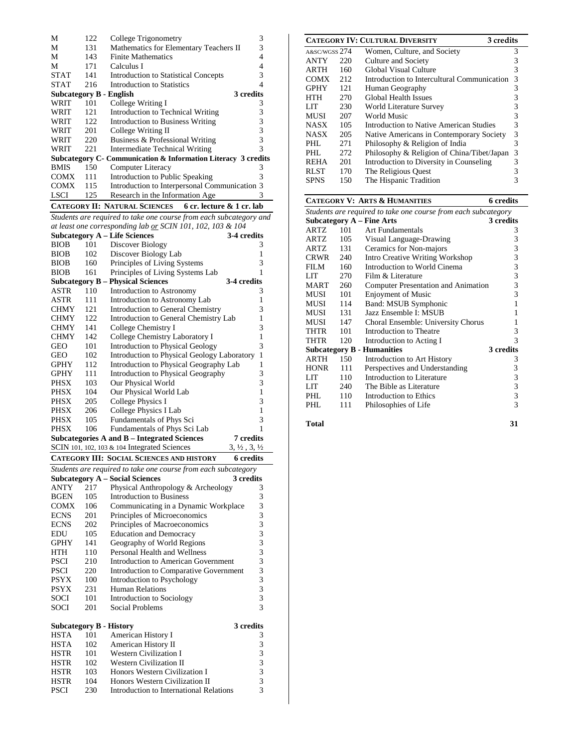| | | | |
|---|---|---|---|
| M | 122 | College Trigonometry | 3 |
| M | 131 | Mathematics for Elementary Teachers II | 3 |
| M | 143 | Finite Mathematics | 4 |
| M | 171 | Calculus I | 4 |
| STAT | 141 | Introduction to Statistical Concepts | 3 |
| STAT | 216 | Introduction to Statistics | 4 |

**Subcategory B - English** — 3 credits

| | | | |
|---|---|---|---|
| WRIT | 101 | College Writing I | 3 |
| WRIT | 121 | Introduction to Technical Writing | 3 |
| WRIT | 122 | Introduction to Business Writing | 3 |
| WRIT | 201 | College Writing II | 3 |
| WRIT | 220 | Business & Professional Writing | 3 |
| WRIT | 221 | Intermediate Technical Writing | 3 |

**Subcategory C- Communication & Information Literacy** — 3 credits

| | | | |
|---|---|---|---|
| BMIS | 150 | Computer Literacy | 3 |
| COMX | 111 | Introduction to Public Speaking | 3 |
| COMX | 115 | Introduction to Interpersonal Communication | 3 |
| LSCI | 125 | Research in the Information Age | 3 |

## CATEGORY II: NATURAL SCIENCES — 6 cr. lecture & 1 cr. lab

*Students are required to take one course from each subcategory and at least one corresponding lab or SCIN 101, 102, 103 & 104*

**Subcategory A – Life Sciences** — 3-4 credits

| | | | |
|---|---|---|---|
| BIOB | 101 | Discover Biology | 3 |
| BIOB | 102 | Discover Biology Lab | 1 |
| BIOB | 160 | Principles of Living Systems | 3 |
| BIOB | 161 | Principles of Living Systems Lab | 1 |

**Subcategory B – Physical Sciences** — 3-4 credits

| | | | |
|---|---|---|---|
| ASTR | 110 | Introduction to Astronomy | 3 |
| ASTR | 111 | Introduction to Astronomy Lab | 1 |
| CHMY | 121 | Introduction to General Chemistry | 3 |
| CHMY | 122 | Introduction to General Chemistry Lab | 1 |
| CHMY | 141 | College Chemistry I | 3 |
| CHMY | 142 | College Chemistry Laboratory I | 1 |
| GEO | 101 | Introduction to Physical Geology | 3 |
| GEO | 102 | Introduction to Physical Geology Laboratory | 1 |
| GPHY | 112 | Introduction to Physical Geography Lab | 1 |
| GPHY | 111 | Introduction to Physical Geography | 3 |
| PHSX | 103 | Our Physical World | 3 |
| PHSX | 104 | Our Physical World Lab | 1 |
| PHSX | 205 | College Physics I | 3 |
| PHSX | 206 | College Physics I Lab | 1 |
| PHSX | 105 | Fundamentals of Phys Sci | 3 |
| PHSX | 106 | Fundamentals of Phys Sci Lab | 1 |

**Subcategories A and B – Integrated Sciences** — 7 credits

SCIN 101, 102, 103 & 104 Integrated Sciences — 3, ½ , 3, ½

## CATEGORY III: SOCIAL SCIENCES AND HISTORY — 6 credits

*Students are required to take one course from each subcategory*

**Subcategory A – Social Sciences** — 3 credits

| | | | |
|---|---|---|---|
| ANTY | 217 | Physical Anthropology & Archeology | 3 |
| BGEN | 105 | Introduction to Business | 3 |
| COMX | 106 | Communicating in a Dynamic Workplace | 3 |
| ECNS | 201 | Principles of Microeconomics | 3 |
| ECNS | 202 | Principles of Macroeconomics | 3 |
| EDU | 105 | Education and Democracy | 3 |
| GPHY | 141 | Geography of World Regions | 3 |
| HTH | 110 | Personal Health and Wellness | 3 |
| PSCI | 210 | Introduction to American Government | 3 |
| PSCI | 220 | Introduction to Comparative Government | 3 |
| PSYX | 100 | Introduction to Psychology | 3 |
| PSYX | 231 | Human Relations | 3 |
| SOCI | 101 | Introduction to Sociology | 3 |
| SOCI | 201 | Social Problems | 3 |

**Subcategory B - History** — 3 credits

| | | | |
|---|---|---|---|
| HSTA | 101 | American History I | 3 |
| HSTA | 102 | American History II | 3 |
| HSTR | 101 | Western Civilization I | 3 |
| HSTR | 102 | Western Civilization II | 3 |
| HSTR | 103 | Honors Western Civilization I | 3 |
| HSTR | 104 | Honors Western Civilization II | 3 |
| PSCI | 230 | Introduction to International Relations | 3 |

## CATEGORY IV: CULTURAL DIVERSITY — 3 credits

| | | | |
|---|---|---|---|
| A&SC/WGSS | 274 | Women, Culture, and Society | 3 |
| ANTY | 220 | Culture and Society | 3 |
| ARTH | 160 | Global Visual Culture | 3 |
| COMX | 212 | Introduction to Intercultural Communication | 3 |
| GPHY | 121 | Human Geography | 3 |
| HTH | 270 | Global Health Issues | 3 |
| LIT | 230 | World Literature Survey | 3 |
| MUSI | 207 | World Music | 3 |
| NASX | 105 | Introduction to Native American Studies | 3 |
| NASX | 205 | Native Americans in Contemporary Society | 3 |
| PHL | 271 | Philosophy & Religion of India | 3 |
| PHL | 272 | Philosophy & Religion of China/Tibet/Japan | 3 |
| REHA | 201 | Introduction to Diversity in Counseling | 3 |
| RLST | 170 | The Religious Quest | 3 |
| SPNS | 150 | The Hispanic Tradition | 3 |

## CATEGORY V: ARTS & HUMANITIES — 6 credits

*Students are required to take one course from each subcategory*

**Subcategory A – Fine Arts** — 3 credits

| | | | |
|---|---|---|---|
| ARTZ | 101 | Art Fundamentals | 3 |
| ARTZ | 105 | Visual Language-Drawing | 3 |
| ARTZ | 131 | Ceramics for Non-majors | 3 |
| CRWR | 240 | Intro Creative Writing Workshop | 3 |
| FILM | 160 | Introduction to World Cinema | 3 |
| LIT | 270 | Film & Literature | 3 |
| MART | 260 | Computer Presentation and Animation | 3 |
| MUSI | 101 | Enjoyment of Music | 3 |
| MUSI | 114 | Band: MSUB Symphonic | 1 |
| MUSI | 131 | Jazz Ensemble I: MSUB | 1 |
| MUSI | 147 | Choral Ensemble: University Chorus | 1 |
| THTR | 101 | Introduction to Theatre | 3 |
| THTR | 120 | Introduction to Acting I | 3 |

**Subcategory B - Humanities** — 3 credits

| | | | |
|---|---|---|---|
| ARTH | 150 | Introduction to Art History | 3 |
| HONR | 111 | Perspectives and Understanding | 3 |
| LIT | 110 | Introduction to Literature | 3 |
| LIT | 240 | The Bible as Literature | 3 |
| PHL | 110 | Introduction to Ethics | 3 |
| PHL | 111 | Philosophies of Life | 3 |

**Total** — **31**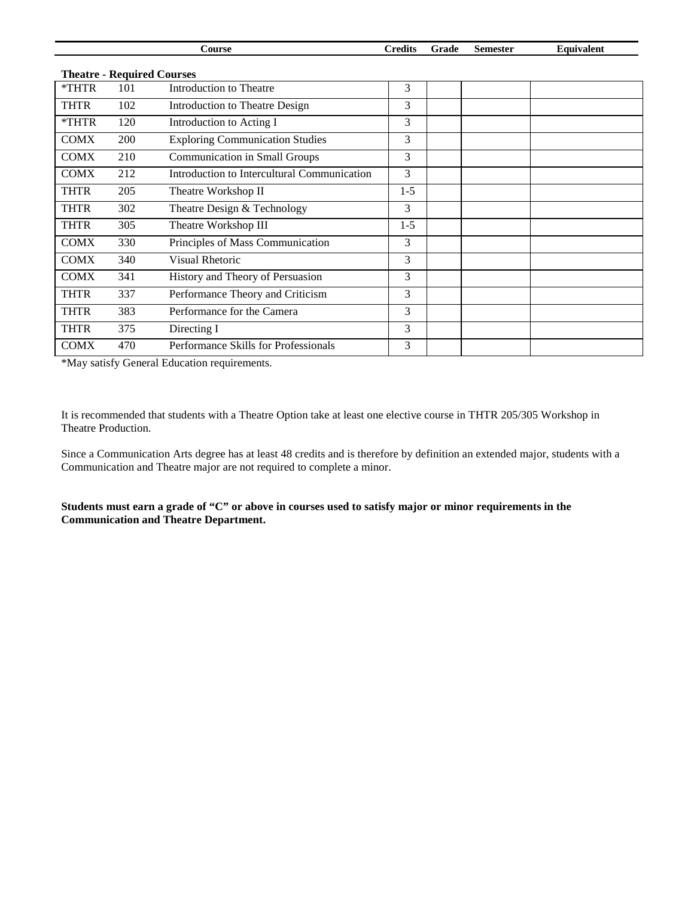| Course | | | Credits | Grade | Semester | Equivalent |
|---|---|---|---|---|---|---|
| **Theatre - Required Courses** | | | | | | |
| *THTR | 101 | Introduction to Theatre | 3 | | | |
| THTR | 102 | Introduction to Theatre Design | 3 | | | |
| *THTR | 120 | Introduction to Acting I | 3 | | | |
| COMX | 200 | Exploring Communication Studies | 3 | | | |
| COMX | 210 | Communication in Small Groups | 3 | | | |
| COMX | 212 | Introduction to Intercultural Communication | 3 | | | |
| THTR | 205 | Theatre Workshop II | 1-5 | | | |
| THTR | 302 | Theatre Design & Technology | 3 | | | |
| THTR | 305 | Theatre Workshop III | 1-5 | | | |
| COMX | 330 | Principles of Mass Communication | 3 | | | |
| COMX | 340 | Visual Rhetoric | 3 | | | |
| COMX | 341 | History and Theory of Persuasion | 3 | | | |
| THTR | 337 | Performance Theory and Criticism | 3 | | | |
| THTR | 383 | Performance for the Camera | 3 | | | |
| THTR | 375 | Directing I | 3 | | | |
| COMX | 470 | Performance Skills for Professionals | 3 | | | |

*May satisfy General Education requirements.

It is recommended that students with a Theatre Option take at least one elective course in THTR 205/305 Workshop in Theatre Production.

Since a Communication Arts degree has at least 48 credits and is therefore by definition an extended major, students with a Communication and Theatre major are not required to complete a minor.

**Students must earn a grade of "C" or above in courses used to satisfy major or minor requirements in the Communication and Theatre Department.**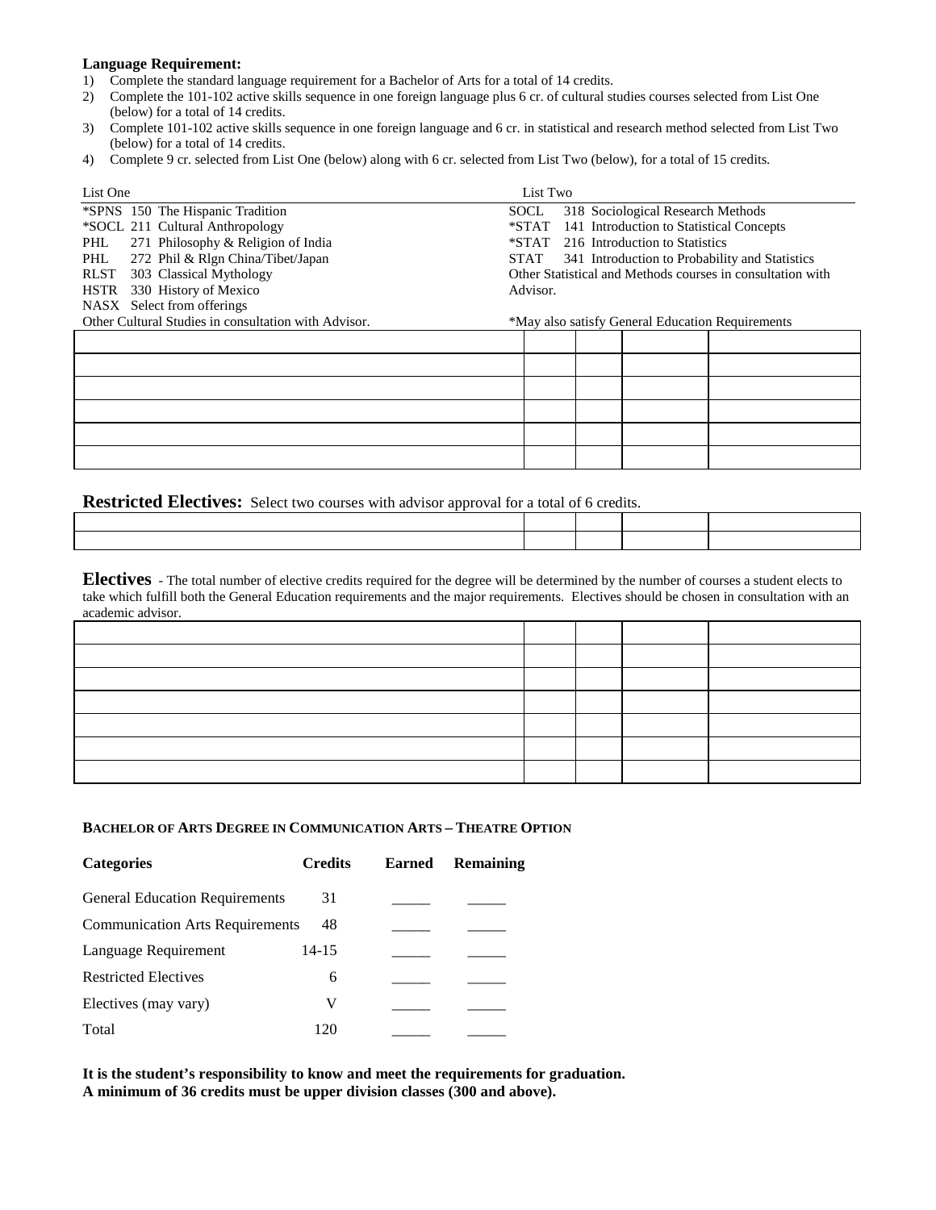**Language Requirement:**

1) Complete the standard language requirement for a Bachelor of Arts for a total of 14 credits.
2) Complete the 101-102 active skills sequence in one foreign language plus 6 cr. of cultural studies courses selected from List One (below) for a total of 14 credits.
3) Complete 101-102 active skills sequence in one foreign language and 6 cr. in statistical and research method selected from List Two (below) for a total of 14 credits.
4) Complete 9 cr. selected from List One (below) along with 6 cr. selected from List Two (below), for a total of 15 credits.

| List One | List Two |
|---|---|
| *SPNS 150 The Hispanic Tradition | SOCL 318 Sociological Research Methods |
| *SOCL 211 Cultural Anthropology | *STAT 141 Introduction to Statistical Concepts |
| PHL 271 Philosophy & Religion of India | *STAT 216 Introduction to Statistics |
| PHL 272 Phil & Rlgn China/Tibet/Japan | STAT 341 Introduction to Probability and Statistics |
| RLST 303 Classical Mythology | Other Statistical and Methods courses in consultation with Advisor. |
| HSTR 330 History of Mexico | |
| NASX Select from offerings | |
| Other Cultural Studies in consultation with Advisor. | *May also satisfy General Education Requirements |

| | | | | |
|---|---|---|---|---|
| | | | | |
| | | | | |
| | | | | |
| | | | | |
| | | | | |
| | | | | |

## Restricted Electives: Select two courses with advisor approval for a total of 6 credits.

| | | | | |
|---|---|---|---|---|
| | | | | |
| | | | | |

## Electives - The total number of elective credits required for the degree will be determined by the number of courses a student elects to take which fulfill both the General Education requirements and the major requirements. Electives should be chosen in consultation with an academic advisor.

| | | | | |
|---|---|---|---|---|
| | | | | |
| | | | | |
| | | | | |
| | | | | |
| | | | | |
| | | | | |
| | | | | |

**BACHELOR OF ARTS DEGREE IN COMMUNICATION ARTS – THEATRE OPTION**

| Categories | Credits | Earned | Remaining |
|---|---|---|---|
| General Education Requirements | 31 | _____ | _____ |
| Communication Arts Requirements | 48 | _____ | _____ |
| Language Requirement | 14-15 | _____ | _____ |
| Restricted Electives | 6 | _____ | _____ |
| Electives (may vary) | V | _____ | _____ |
| Total | 120 | _____ | _____ |

**It is the student's responsibility to know and meet the requirements for graduation.**
**A minimum of 36 credits must be upper division classes (300 and above).**